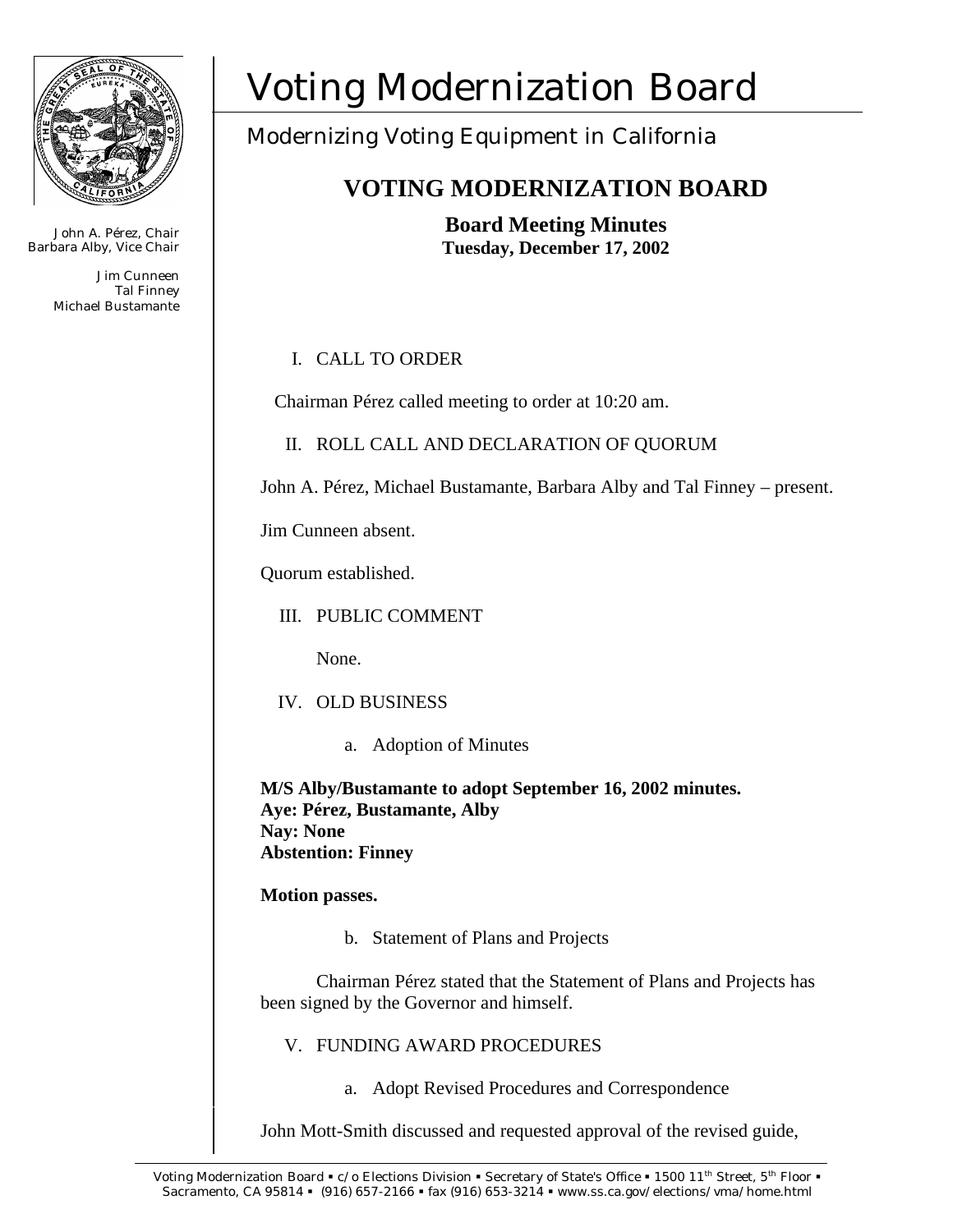# Voting Modernization Board

## Modernizing Voting Equipment in California

John A. Pérez, Chair
Barbara Alby, Vice Chair

Jim Cunneen
Tal Finney
Michael Bustamante

## VOTING MODERNIZATION BOARD

**Board Meeting Minutes**
**Tuesday, December 17, 2002**

I. CALL TO ORDER

Chairman Pérez called meeting to order at 10:20 am.

II. ROLL CALL AND DECLARATION OF QUORUM

John A. Pérez, Michael Bustamante, Barbara Alby and Tal Finney – present.

Jim Cunneen absent.

Quorum established.

III. PUBLIC COMMENT

None.

IV. OLD BUSINESS

a. Adoption of Minutes

**M/S Alby/Bustamante to adopt September 16, 2002 minutes.**
**Aye: Pérez, Bustamante, Alby**
**Nay: None**
**Abstention: Finney**

**Motion passes.**

b. Statement of Plans and Projects

Chairman Pérez stated that the Statement of Plans and Projects has been signed by the Governor and himself.

V. FUNDING AWARD PROCEDURES

a. Adopt Revised Procedures and Correspondence

John Mott-Smith discussed and requested approval of the revised guide,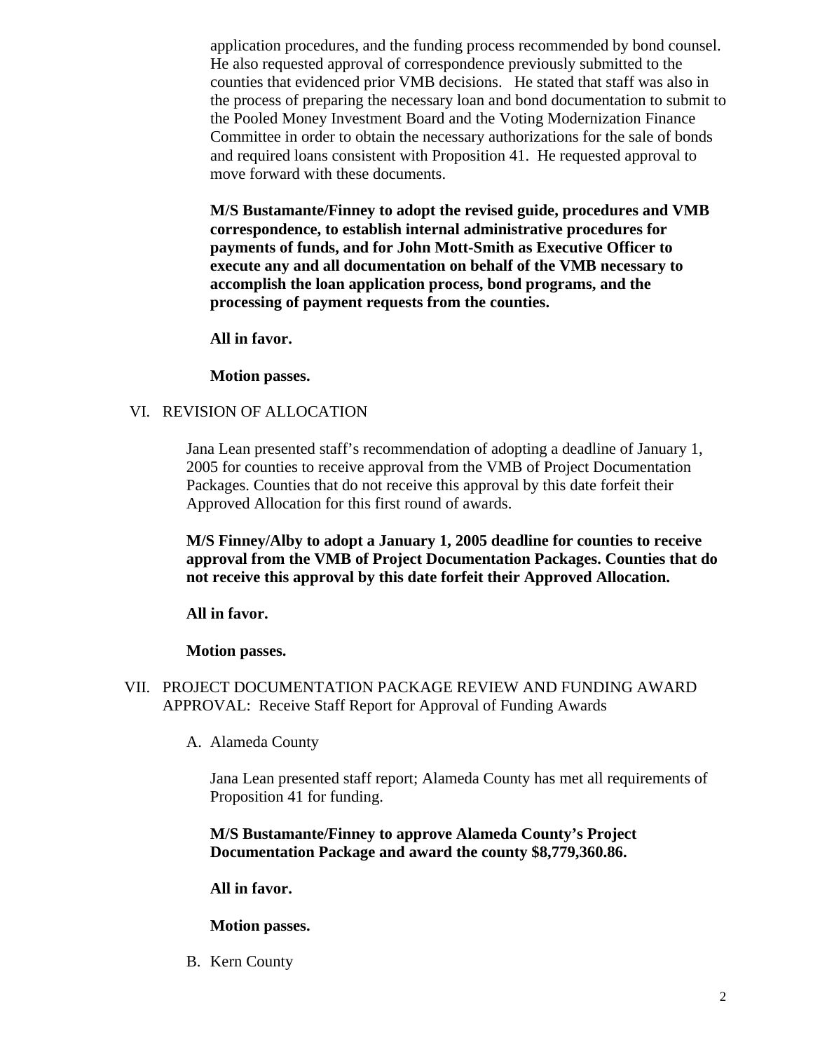application procedures, and the funding process recommended by bond counsel. He also requested approval of correspondence previously submitted to the counties that evidenced prior VMB decisions. He stated that staff was also in the process of preparing the necessary loan and bond documentation to submit to the Pooled Money Investment Board and the Voting Modernization Finance Committee in order to obtain the necessary authorizations for the sale of bonds and required loans consistent with Proposition 41. He requested approval to move forward with these documents.

**M/S Bustamante/Finney to adopt the revised guide, procedures and VMB correspondence, to establish internal administrative procedures for payments of funds, and for John Mott-Smith as Executive Officer to execute any and all documentation on behalf of the VMB necessary to accomplish the loan application process, bond programs, and the processing of payment requests from the counties.**

**All in favor.**

**Motion passes.**

VI. REVISION OF ALLOCATION

Jana Lean presented staff's recommendation of adopting a deadline of January 1, 2005 for counties to receive approval from the VMB of Project Documentation Packages. Counties that do not receive this approval by this date forfeit their Approved Allocation for this first round of awards.

**M/S Finney/Alby to adopt a January 1, 2005 deadline for counties to receive approval from the VMB of Project Documentation Packages. Counties that do not receive this approval by this date forfeit their Approved Allocation.**

**All in favor.**

**Motion passes.**

VII. PROJECT DOCUMENTATION PACKAGE REVIEW AND FUNDING AWARD APPROVAL: Receive Staff Report for Approval of Funding Awards

A. Alameda County

Jana Lean presented staff report; Alameda County has met all requirements of Proposition 41 for funding.

**M/S Bustamante/Finney to approve Alameda County's Project Documentation Package and award the county $8,779,360.86.**

**All in favor.**

**Motion passes.**

B. Kern County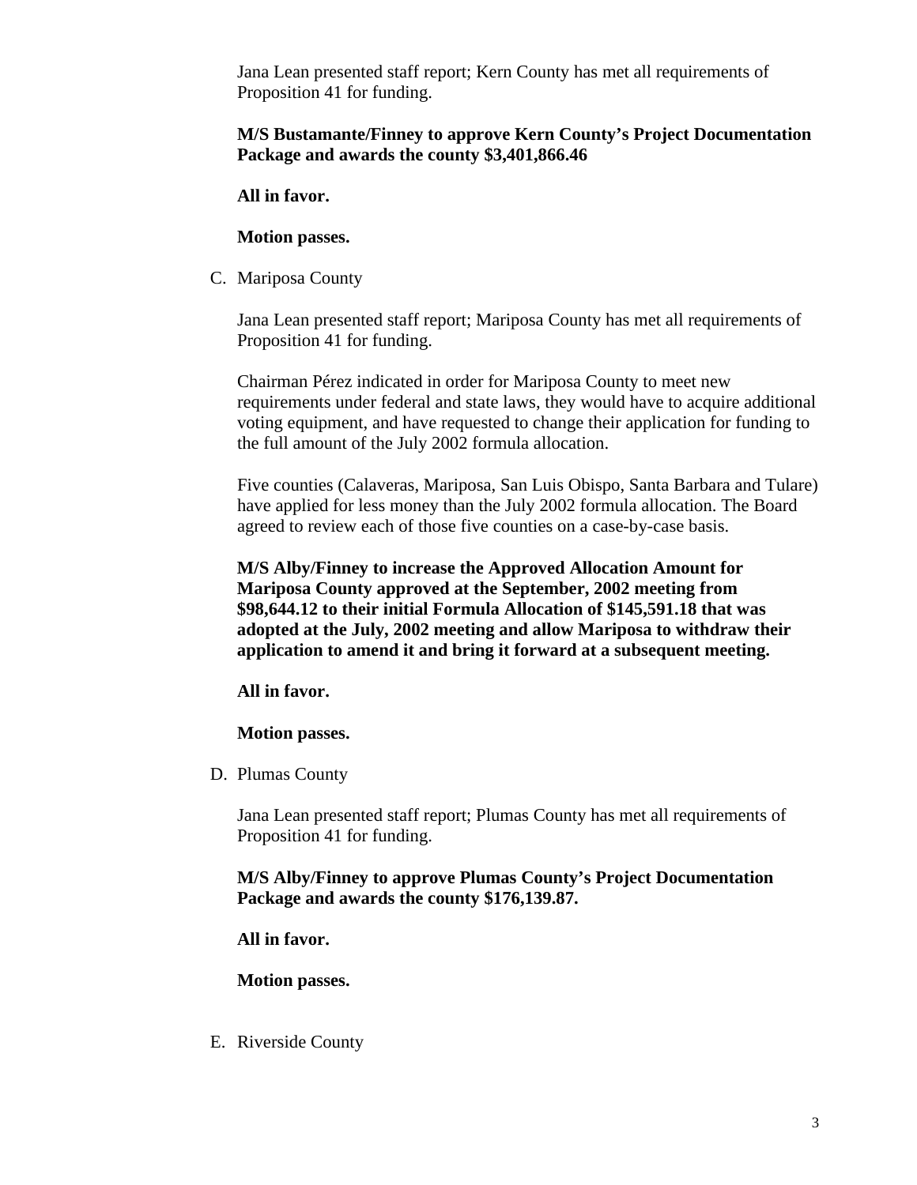Jana Lean presented staff report; Kern County has met all requirements of Proposition 41 for funding.

**M/S Bustamante/Finney to approve Kern County's Project Documentation Package and awards the county $3,401,866.46**

**All in favor.**

**Motion passes.**

C. Mariposa County

Jana Lean presented staff report; Mariposa County has met all requirements of Proposition 41 for funding.

Chairman Pérez indicated in order for Mariposa County to meet new requirements under federal and state laws, they would have to acquire additional voting equipment, and have requested to change their application for funding to the full amount of the July 2002 formula allocation.

Five counties (Calaveras, Mariposa, San Luis Obispo, Santa Barbara and Tulare) have applied for less money than the July 2002 formula allocation. The Board agreed to review each of those five counties on a case-by-case basis.

**M/S Alby/Finney to increase the Approved Allocation Amount for Mariposa County approved at the September, 2002 meeting from $98,644.12 to their initial Formula Allocation of $145,591.18 that was adopted at the July, 2002 meeting and allow Mariposa to withdraw their application to amend it and bring it forward at a subsequent meeting.**

**All in favor.**

**Motion passes.**

D. Plumas County

Jana Lean presented staff report; Plumas County has met all requirements of Proposition 41 for funding.

**M/S Alby/Finney to approve Plumas County's Project Documentation Package and awards the county $176,139.87.**

**All in favor.**

**Motion passes.**

E. Riverside County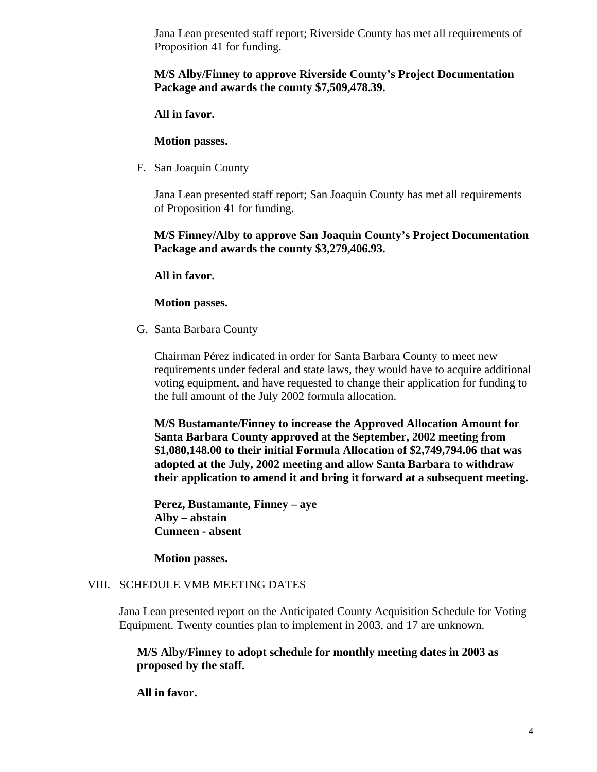Jana Lean presented staff report; Riverside County has met all requirements of Proposition 41 for funding.

**M/S Alby/Finney to approve Riverside County's Project Documentation Package and awards the county $7,509,478.39.**

**All in favor.**

**Motion passes.**

F. San Joaquin County

Jana Lean presented staff report; San Joaquin County has met all requirements of Proposition 41 for funding.

**M/S Finney/Alby to approve San Joaquin County's Project Documentation Package and awards the county $3,279,406.93.**

**All in favor.**

**Motion passes.**

G. Santa Barbara County

Chairman Pérez indicated in order for Santa Barbara County to meet new requirements under federal and state laws, they would have to acquire additional voting equipment, and have requested to change their application for funding to the full amount of the July 2002 formula allocation.

**M/S Bustamante/Finney to increase the Approved Allocation Amount for Santa Barbara County approved at the September, 2002 meeting from $1,080,148.00 to their initial Formula Allocation of $2,749,794.06 that was adopted at the July, 2002 meeting and allow Santa Barbara to withdraw their application to amend it and bring it forward at a subsequent meeting.**

**Perez, Bustamante, Finney – aye**
**Alby – abstain**
**Cunneen - absent**

**Motion passes.**

VIII. SCHEDULE VMB MEETING DATES

Jana Lean presented report on the Anticipated County Acquisition Schedule for Voting Equipment. Twenty counties plan to implement in 2003, and 17 are unknown.

**M/S Alby/Finney to adopt schedule for monthly meeting dates in 2003 as proposed by the staff.**

**All in favor.**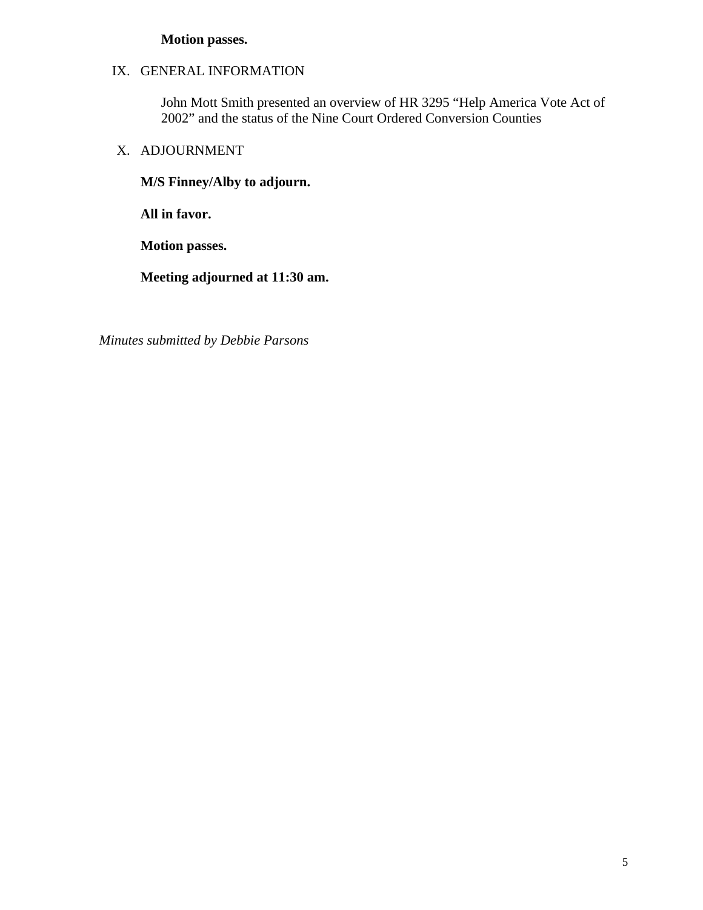**Motion passes.**

IX. GENERAL INFORMATION

John Mott Smith presented an overview of HR 3295 “Help America Vote Act of 2002” and the status of the Nine Court Ordered Conversion Counties

X. ADJOURNMENT

**M/S Finney/Alby to adjourn.**

**All in favor.**

**Motion passes.**

**Meeting adjourned at 11:30 am.**

*Minutes submitted by Debbie Parsons*